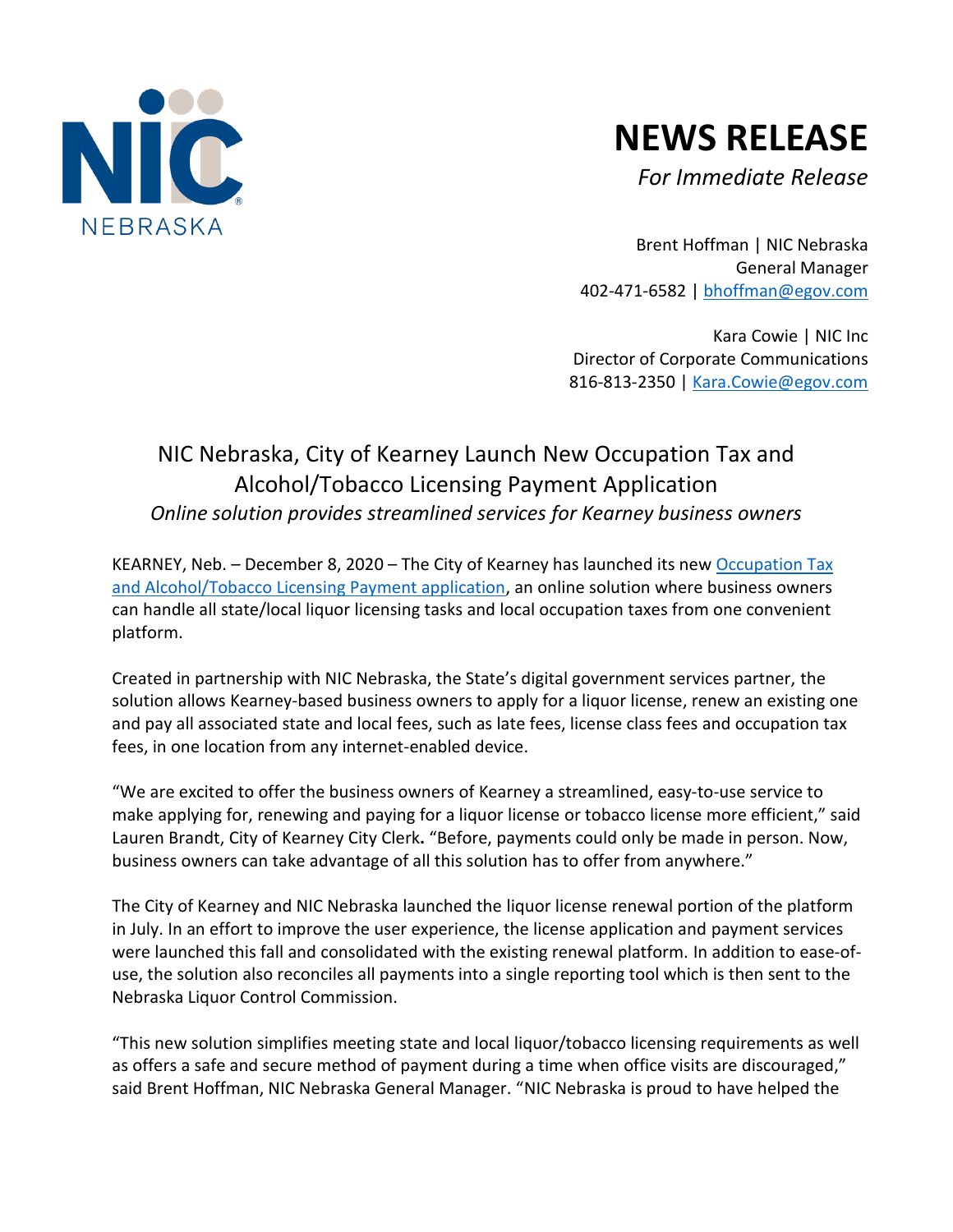NIC NEBRASKA

# NEWS RELEASE

*For Immediate Release*

Brent Hoffman | NIC Nebraska
General Manager
402-471-6582 | [bhoffman@egov.com](mailto:bhoffman@egov.com)

Kara Cowie | NIC Inc
Director of Corporate Communications
816-813-2350 | [Kara.Cowie@egov.com](mailto:Kara.Cowie@egov.com)

## NIC Nebraska, City of Kearney Launch New Occupation Tax and Alcohol/Tobacco Licensing Payment Application

*Online solution provides streamlined services for Kearney business owners*

KEARNEY, Neb. – December 8, 2020 – The City of Kearney has launched its new Occupation Tax and Alcohol/Tobacco Licensing Payment application, an online solution where business owners can handle all state/local liquor licensing tasks and local occupation taxes from one convenient platform.

Created in partnership with NIC Nebraska, the State's digital government services partner, the solution allows Kearney-based business owners to apply for a liquor license, renew an existing one and pay all associated state and local fees, such as late fees, license class fees and occupation tax fees, in one location from any internet-enabled device.

"We are excited to offer the business owners of Kearney a streamlined, easy-to-use service to make applying for, renewing and paying for a liquor license or tobacco license more efficient," said Lauren Brandt, City of Kearney City Clerk**.** "Before, payments could only be made in person. Now, business owners can take advantage of all this solution has to offer from anywhere."

The City of Kearney and NIC Nebraska launched the liquor license renewal portion of the platform in July. In an effort to improve the user experience, the license application and payment services were launched this fall and consolidated with the existing renewal platform. In addition to ease-of-use, the solution also reconciles all payments into a single reporting tool which is then sent to the Nebraska Liquor Control Commission.

"This new solution simplifies meeting state and local liquor/tobacco licensing requirements as well as offers a safe and secure method of payment during a time when office visits are discouraged," said Brent Hoffman, NIC Nebraska General Manager. "NIC Nebraska is proud to have helped the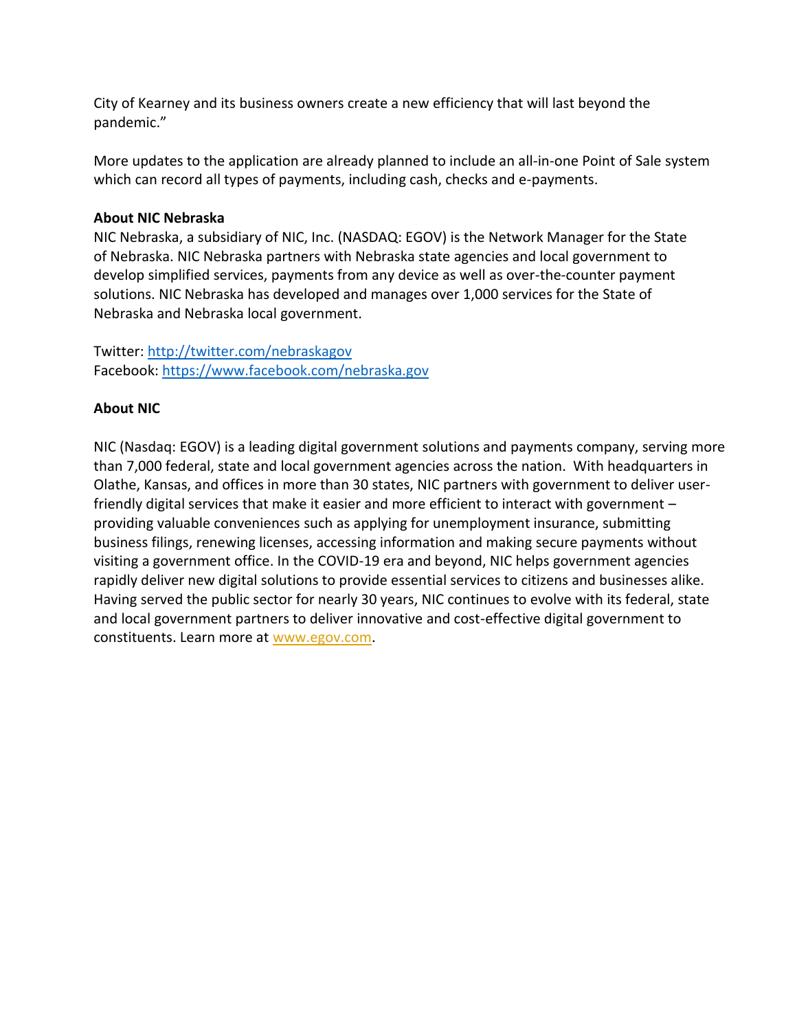City of Kearney and its business owners create a new efficiency that will last beyond the pandemic."

More updates to the application are already planned to include an all-in-one Point of Sale system which can record all types of payments, including cash, checks and e-payments.

**About NIC Nebraska**
NIC Nebraska, a subsidiary of NIC, Inc. (NASDAQ: EGOV) is the Network Manager for the State of Nebraska. NIC Nebraska partners with Nebraska state agencies and local government to develop simplified services, payments from any device as well as over-the-counter payment solutions. NIC Nebraska has developed and manages over 1,000 services for the State of Nebraska and Nebraska local government.

Twitter: http://twitter.com/nebraskagov
Facebook: https://www.facebook.com/nebraska.gov

**About NIC**

NIC (Nasdaq: EGOV) is a leading digital government solutions and payments company, serving more than 7,000 federal, state and local government agencies across the nation. With headquarters in Olathe, Kansas, and offices in more than 30 states, NIC partners with government to deliver user-friendly digital services that make it easier and more efficient to interact with government – providing valuable conveniences such as applying for unemployment insurance, submitting business filings, renewing licenses, accessing information and making secure payments without visiting a government office. In the COVID-19 era and beyond, NIC helps government agencies rapidly deliver new digital solutions to provide essential services to citizens and businesses alike. Having served the public sector for nearly 30 years, NIC continues to evolve with its federal, state and local government partners to deliver innovative and cost-effective digital government to constituents. Learn more at www.egov.com.